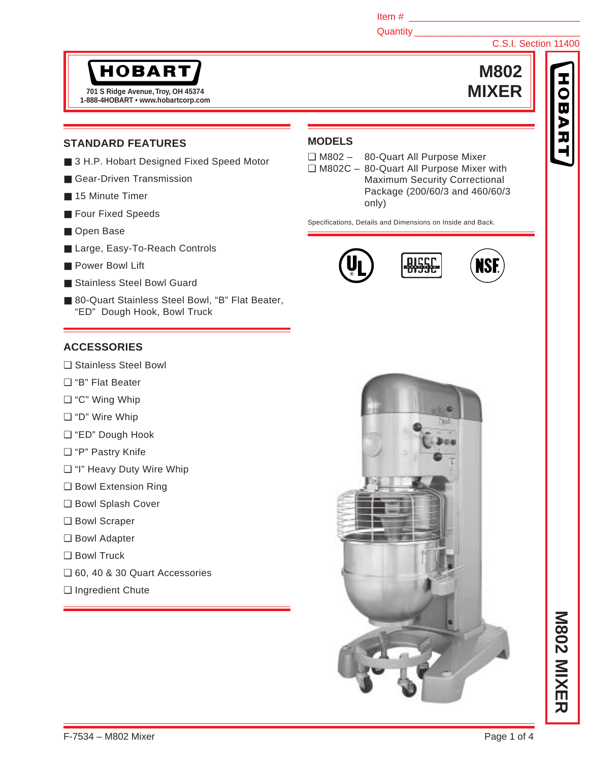Item # ________________________________

Quantity ________________________________

C.S.I. Section 11400

**HOBART**

701 S Ridge Avenue, Troy, OH 45374
1-888-4HOBART • www.hobartcorp.com

# M802 MIXER

## STANDARD FEATURES

- 3 H.P. Hobart Designed Fixed Speed Motor
- Gear-Driven Transmission
- 15 Minute Timer
- Four Fixed Speeds
- Open Base
- Large, Easy-To-Reach Controls
- Power Bowl Lift
- Stainless Steel Bowl Guard
- 80-Quart Stainless Steel Bowl, “B” Flat Beater, “ED” Dough Hook, Bowl Truck

## MODELS

❑ M802 – 80-Quart All Purpose Mixer

❑ M802C – 80-Quart All Purpose Mixer with Maximum Security Correctional Package (200/60/3 and 460/60/3 only)

Specifications, Details and Dimensions on Inside and Back.

## ACCESSORIES

❑ Stainless Steel Bowl

❑ “B” Flat Beater

❑ “C” Wing Whip

❑ “D” Wire Whip

❑ “ED” Dough Hook

❑ “P” Pastry Knife

❑ “I” Heavy Duty Wire Whip

❑ Bowl Extension Ring

❑ Bowl Splash Cover

❑ Bowl Scraper

❑ Bowl Adapter

❑ Bowl Truck

❑ 60, 40 & 30 Quart Accessories

❑ Ingredient Chute

F-7534 – M802 Mixer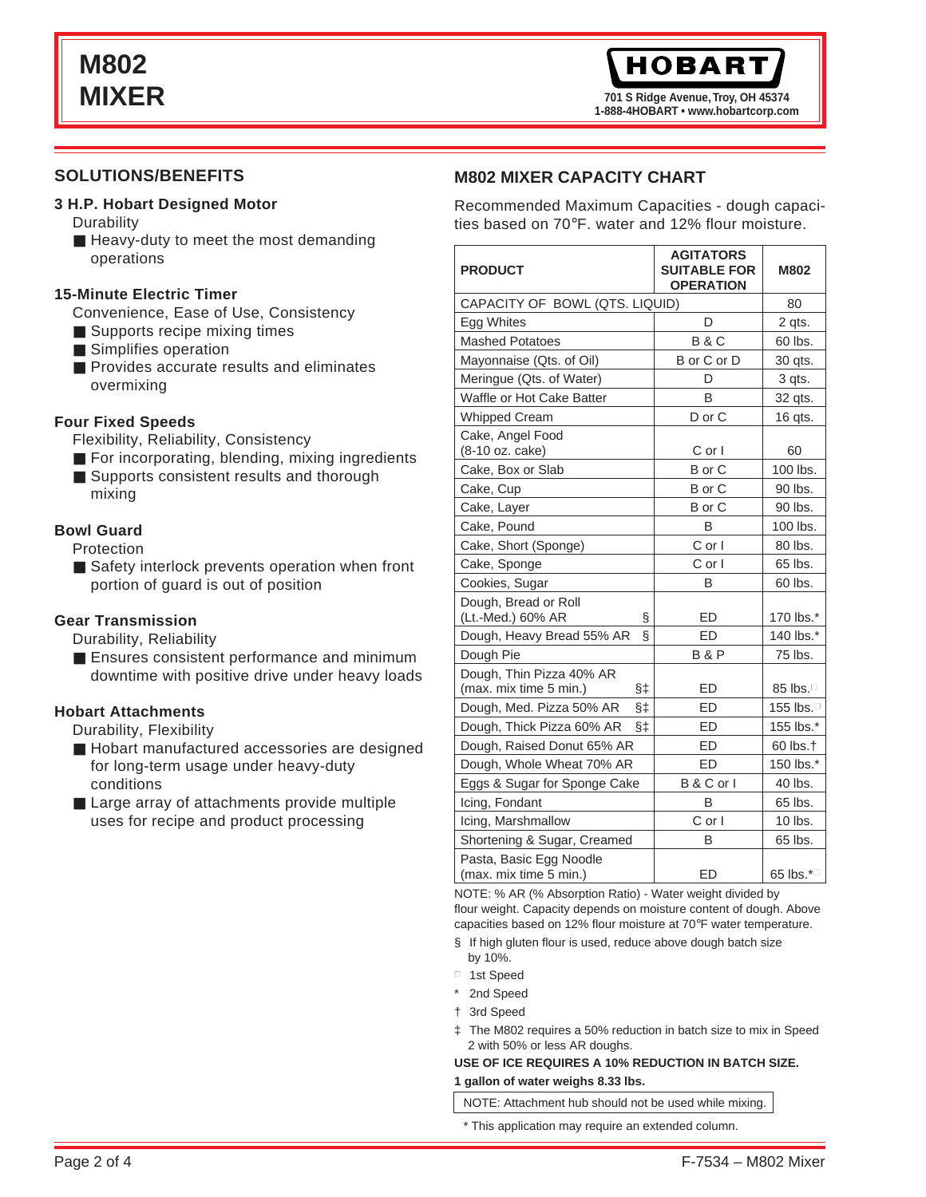# M802 MIXER

HOBART

701 S Ridge Avenue, Troy, OH 45374
1-888-4HOBART • www.hobartcorp.com

## SOLUTIONS/BENEFITS

### 3 H.P. Hobart Designed Motor

Durability

- Heavy-duty to meet the most demanding operations

### 15-Minute Electric Timer

Convenience, Ease of Use, Consistency

- Supports recipe mixing times
- Simplifies operation
- Provides accurate results and eliminates overmixing

### Four Fixed Speeds

Flexibility, Reliability, Consistency

- For incorporating, blending, mixing ingredients
- Supports consistent results and thorough mixing

### Bowl Guard

Protection

- Safety interlock prevents operation when front portion of guard is out of position

### Gear Transmission

Durability, Reliability

- Ensures consistent performance and minimum downtime with positive drive under heavy loads

### Hobart Attachments

Durability, Flexibility

- Hobart manufactured accessories are designed for long-term usage under heavy-duty conditions
- Large array of attachments provide multiple uses for recipe and product processing

## M802 MIXER CAPACITY CHART

Recommended Maximum Capacities - dough capacities based on 70°F. water and 12% flour moisture.

| PRODUCT | AGITATORS SUITABLE FOR OPERATION | M802 |
|---|---|---|
| CAPACITY OF BOWL (QTS. LIQUID) | | 80 |
| Egg Whites | D | 2 qts. |
| Mashed Potatoes | B & C | 60 lbs. |
| Mayonnaise (Qts. of Oil) | B or C or D | 30 qts. |
| Meringue (Qts. of Water) | D | 3 qts. |
| Waffle or Hot Cake Batter | B | 32 qts. |
| Whipped Cream | D or C | 16 qts. |
| Cake, Angel Food (8-10 oz. cake) | C or I | 60 |
| Cake, Box or Slab | B or C | 100 lbs. |
| Cake, Cup | B or C | 90 lbs. |
| Cake, Layer | B or C | 90 lbs. |
| Cake, Pound | B | 100 lbs. |
| Cake, Short (Sponge) | C or I | 80 lbs. |
| Cake, Sponge | C or I | 65 lbs. |
| Cookies, Sugar | B | 60 lbs. |
| Dough, Bread or Roll (Lt.-Med.) 60% AR § | ED | 170 lbs.* |
| Dough, Heavy Bread 55% AR § | ED | 140 lbs.* |
| Dough Pie | B & P | 75 lbs. |
| Dough, Thin Pizza 40% AR (max. mix time 5 min.) §‡ | ED | 85 lbs.□ |
| Dough, Med. Pizza 50% AR §‡ | ED | 155 lbs.□ |
| Dough, Thick Pizza 60% AR §‡ | ED | 155 lbs.* |
| Dough, Raised Donut 65% AR | ED | 60 lbs.† |
| Dough, Whole Wheat 70% AR | ED | 150 lbs.* |
| Eggs & Sugar for Sponge Cake | B & C or I | 40 lbs. |
| Icing, Fondant | B | 65 lbs. |
| Icing, Marshmallow | C or I | 10 lbs. |
| Shortening & Sugar, Creamed | B | 65 lbs. |
| Pasta, Basic Egg Noodle (max. mix time 5 min.) | ED | 65 lbs.*□ |

NOTE: % AR (% Absorption Ratio) - Water weight divided by flour weight. Capacity depends on moisture content of dough. Above capacities based on 12% flour moisture at 70°F water temperature.

§ If high gluten flour is used, reduce above dough batch size by 10%.

□ 1st Speed

\* 2nd Speed

† 3rd Speed

‡ The M802 requires a 50% reduction in batch size to mix in Speed 2 with 50% or less AR doughs.

**USE OF ICE REQUIRES A 10% REDUCTION IN BATCH SIZE.**

**1 gallon of water weighs 8.33 lbs.**

NOTE: Attachment hub should not be used while mixing.

\* This application may require an extended column.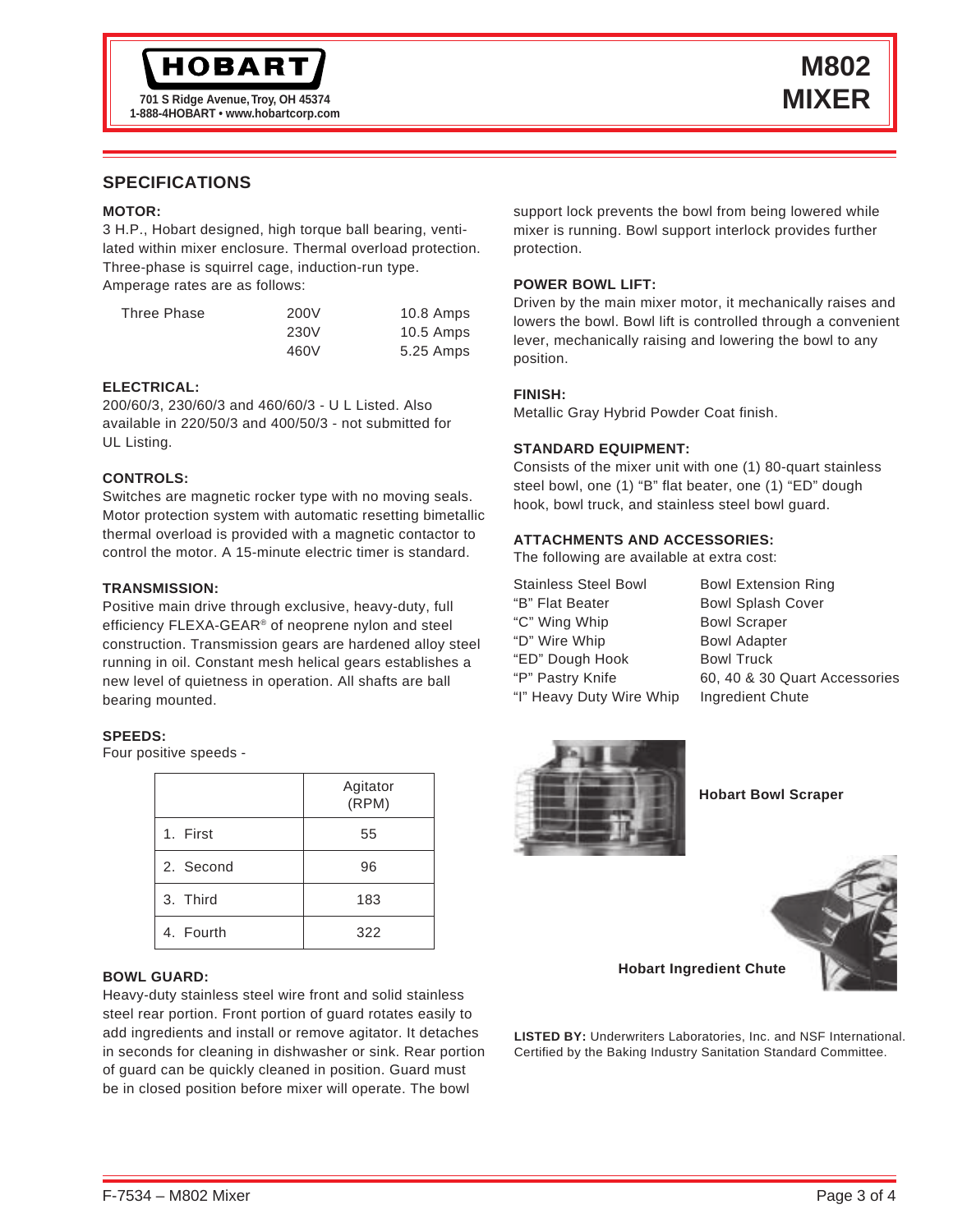**HOBART**

701 S Ridge Avenue, Troy, OH 45374
1-888-4HOBART • www.hobartcorp.com

# M802 MIXER

## SPECIFICATIONS

### MOTOR:

3 H.P., Hobart designed, high torque ball bearing, ventilated within mixer enclosure. Thermal overload protection. Three-phase is squirrel cage, induction-run type. Amperage rates are as follows:

| | | |
|---|---|---|
| Three Phase | 200V | 10.8 Amps |
| | 230V | 10.5 Amps |
| | 460V | 5.25 Amps |

### ELECTRICAL:

200/60/3, 230/60/3 and 460/60/3 - U L Listed. Also available in 220/50/3 and 400/50/3 - not submitted for UL Listing.

### CONTROLS:

Switches are magnetic rocker type with no moving seals. Motor protection system with automatic resetting bimetallic thermal overload is provided with a magnetic contactor to control the motor. A 15-minute electric timer is standard.

### TRANSMISSION:

Positive main drive through exclusive, heavy-duty, full efficiency FLEXA-GEAR® of neoprene nylon and steel construction. Transmission gears are hardened alloy steel running in oil. Constant mesh helical gears establishes a new level of quietness in operation. All shafts are ball bearing mounted.

### SPEEDS:

Four positive speeds -

| | Agitator (RPM) |
|---|---|
| 1. First | 55 |
| 2. Second | 96 |
| 3. Third | 183 |
| 4. Fourth | 322 |

### BOWL GUARD:

Heavy-duty stainless steel wire front and solid stainless steel rear portion. Front portion of guard rotates easily to add ingredients and install or remove agitator. It detaches in seconds for cleaning in dishwasher or sink. Rear portion of guard can be quickly cleaned in position. Guard must be in closed position before mixer will operate. The bowl support lock prevents the bowl from being lowered while mixer is running. Bowl support interlock provides further protection.

### POWER BOWL LIFT:

Driven by the main mixer motor, it mechanically raises and lowers the bowl. Bowl lift is controlled through a convenient lever, mechanically raising and lowering the bowl to any position.

### FINISH:

Metallic Gray Hybrid Powder Coat finish.

### STANDARD EQUIPMENT:

Consists of the mixer unit with one (1) 80-quart stainless steel bowl, one (1) "B" flat beater, one (1) "ED" dough hook, bowl truck, and stainless steel bowl guard.

### ATTACHMENTS AND ACCESSORIES:

The following are available at extra cost:

- Stainless Steel Bowl
- "B" Flat Beater
- "C" Wing Whip
- "D" Wire Whip
- "ED" Dough Hook
- "P" Pastry Knife
- "I" Heavy Duty Wire Whip
- Bowl Extension Ring
- Bowl Splash Cover
- Bowl Scraper
- Bowl Adapter
- Bowl Truck
- 60, 40 & 30 Quart Accessories
- Ingredient Chute

**Hobart Bowl Scraper**

**Hobart Ingredient Chute**

**LISTED BY:** Underwriters Laboratories, Inc. and NSF International. Certified by the Baking Industry Sanitation Standard Committee.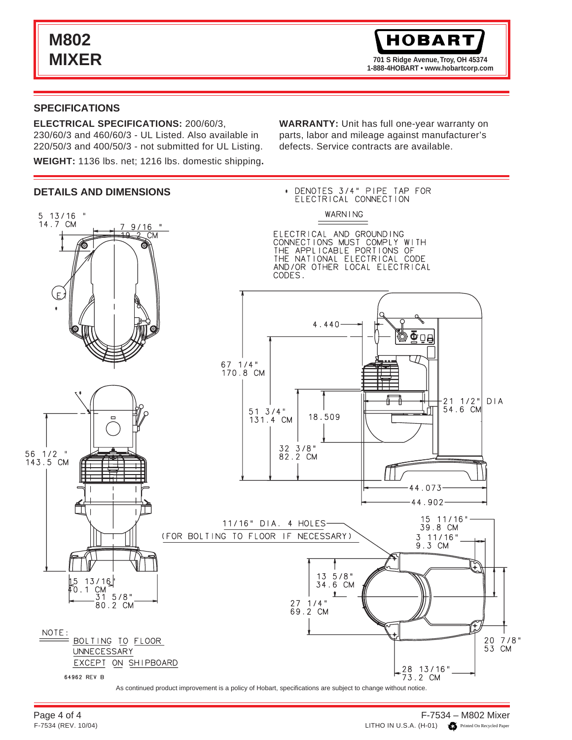# M802 MIXER

**HOBART**

701 S Ridge Avenue, Troy, OH 45374
1-888-4HOBART • www.hobartcorp.com

## SPECIFICATIONS

**ELECTRICAL SPECIFICATIONS:** 200/60/3, 230/60/3 and 460/60/3 - UL Listed. Also available in 220/50/3 and 400/50/3 - not submitted for UL Listing.

**WEIGHT:** 1136 lbs. net; 1216 lbs. domestic shipping**.**

**WARRANTY:** Unit has full one-year warranty on parts, labor and mileage against manufacturer's defects. Service contracts are available.

## DETAILS AND DIMENSIONS

* DENOTES 3/4" PIPE TAP FOR ELECTRICAL CONNECTION

WARNING

ELECTRICAL AND GROUNDING CONNECTIONS MUST COMPLY WITH THE APPLICABLE PORTIONS OF THE NATIONAL ELECTRICAL CODE AND/OR OTHER LOCAL ELECTRICAL CODES.

5 13/16" 14.7 CM

7 9/16" 19.2 CM

E

4.440

67 1/4" 170.8 CM

51 3/4" 131.4 CM

18.509

21 1/2" DIA 54.6 CM

32 3/8" 82.2 CM

44.073

44.902

56 1/2" 143.5 CM

15 13/16" 40.1 CM

31 5/8" 80.2 CM

11/16" DIA. 4 HOLES (FOR BOLTING TO FLOOR IF NECESSARY)

15 11/16" 39.8 CM

3 11/16" 9.3 CM

13 5/8" 34.6 CM

27 1/4" 69.2 CM

20 7/8" 53 CM

28 13/16" 73.2 CM

NOTE: BOLTING TO FLOOR UNNECESSARY EXCEPT ON SHIPBOARD

64962 REV B

As continued product improvement is a policy of Hobart, specifications are subject to change without notice.

F-7534 – M802 Mixer

F-7534 (REV. 10/04)

LITHO IN U.S.A. (H-01) Printed On Recycled Paper